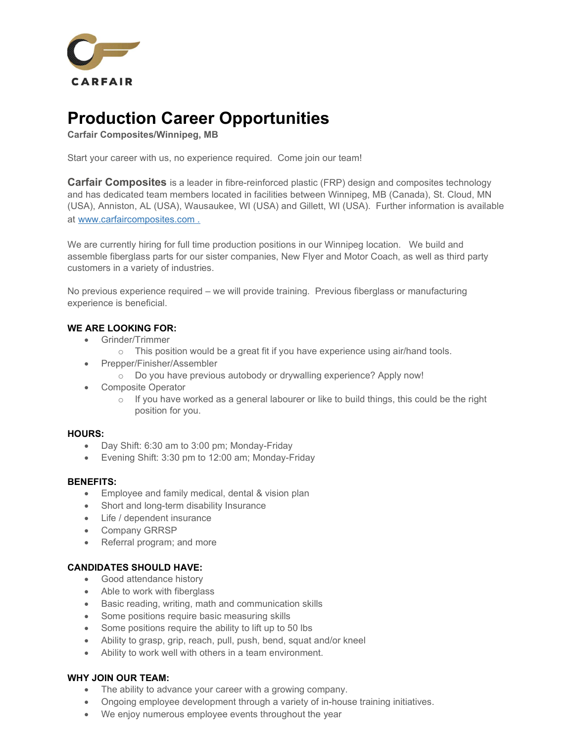CARFAIR

# Production Career Opportunities

**Carfair Composites/Winnipeg, MB**

Start your career with us, no experience required. Come join our team!

**Carfair Composites** is a leader in fibre-reinforced plastic (FRP) design and composites technology and has dedicated team members located in facilities between Winnipeg, MB (Canada), St. Cloud, MN (USA), Anniston, AL (USA), Wausaukee, WI (USA) and Gillett, WI (USA). Further information is available at [www.carfaircomposites.com .](http://www.carfaircomposites.com)

We are currently hiring for full time production positions in our Winnipeg location. We build and assemble fiberglass parts for our sister companies, New Flyer and Motor Coach, as well as third party customers in a variety of industries.

No previous experience required – we will provide training. Previous fiberglass or manufacturing experience is beneficial.

**WE ARE LOOKING FOR:**

- Grinder/Trimmer
  - This position would be a great fit if you have experience using air/hand tools.
- Prepper/Finisher/Assembler
  - Do you have previous autobody or drywalling experience? Apply now!
- Composite Operator
  - If you have worked as a general labourer or like to build things, this could be the right position for you.

**HOURS:**

- Day Shift: 6:30 am to 3:00 pm; Monday-Friday
- Evening Shift: 3:30 pm to 12:00 am; Monday-Friday

**BENEFITS:**

- Employee and family medical, dental & vision plan
- Short and long-term disability Insurance
- Life / dependent insurance
- Company GRRSP
- Referral program; and more

**CANDIDATES SHOULD HAVE:**

- Good attendance history
- Able to work with fiberglass
- Basic reading, writing, math and communication skills
- Some positions require basic measuring skills
- Some positions require the ability to lift up to 50 lbs
- Ability to grasp, grip, reach, pull, push, bend, squat and/or kneel
- Ability to work well with others in a team environment.

**WHY JOIN OUR TEAM:**

- The ability to advance your career with a growing company.
- Ongoing employee development through a variety of in-house training initiatives.
- We enjoy numerous employee events throughout the year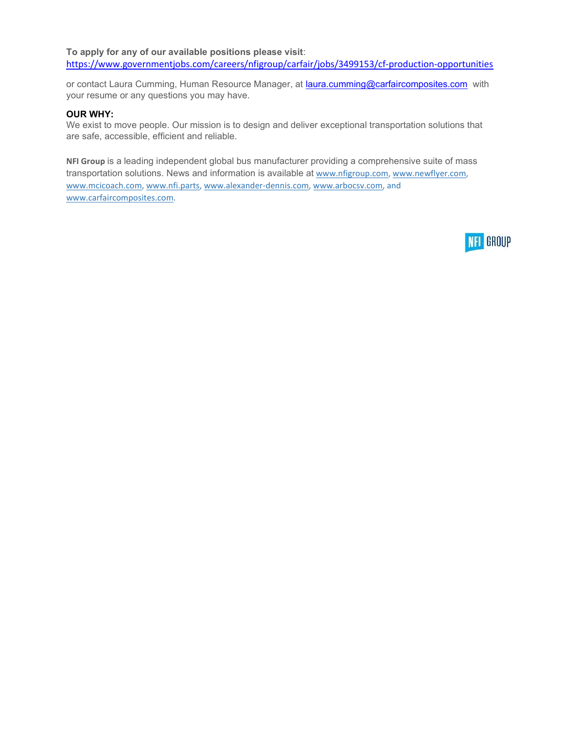**To apply for any of our available positions please visit**:
https://www.governmentjobs.com/careers/nfigroup/carfair/jobs/3499153/cf-production-opportunities

or contact Laura Cumming, Human Resource Manager, at laura.cumming@carfaircomposites.com with your resume or any questions you may have.

**OUR WHY:**
We exist to move people. Our mission is to design and deliver exceptional transportation solutions that are safe, accessible, efficient and reliable.

**NFI Group** is a leading independent global bus manufacturer providing a comprehensive suite of mass transportation solutions. News and information is available at www.nfigroup.com, www.newflyer.com, www.mcicoach.com, www.nfi.parts, www.alexander-dennis.com, www.arbocsv.com, and www.carfaircomposites.com.

NFI GROUP